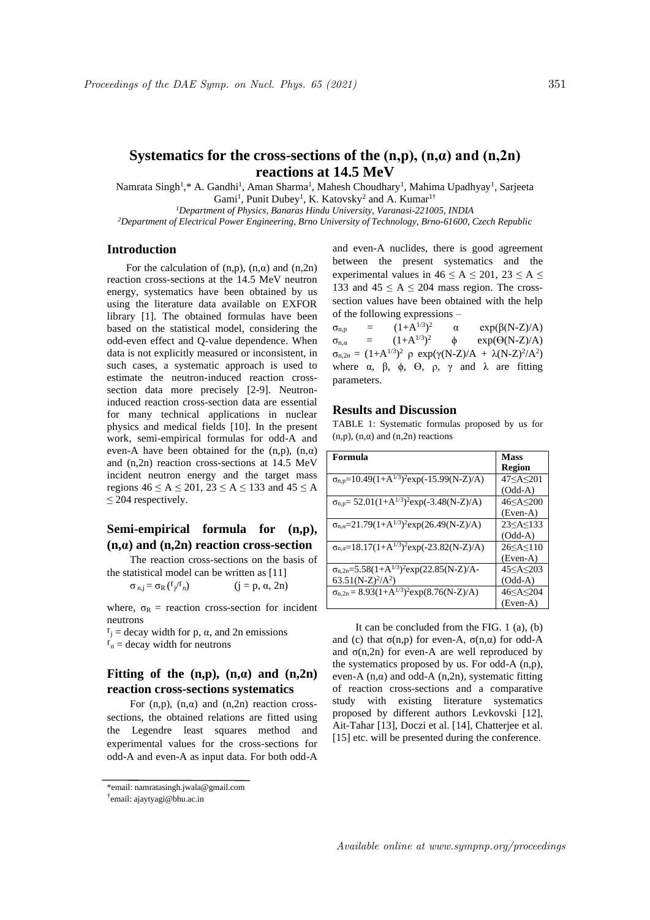# Systematics for the cross-sections of the (n,p), (n,α) and (n,2n) reactions at 14.5 MeV

Namrata Singh[1],* A. Gandhi[1], Aman Sharma[1], Mahesh Choudhary[1], Mahima Upadhyay[1], Sarjeeta Gami[1], Punit Dubey[1], K. Katovsky[2] and A. Kumar[1†]

[1]*Department of Physics, Banaras Hindu University, Varanasi-221005, INDIA*

[2]*Department of Electrical Power Engineering, Brno University of Technology, Brno-61600, Czech Republic*

## Introduction

For the calculation of (n,p), (n,α) and (n,2n) reaction cross-sections at the 14.5 MeV neutron energy, systematics have been obtained by us using the literature data available on EXFOR library [1]. The obtained formulas have been based on the statistical model, considering the odd-even effect and Q-value dependence. When data is not explicitly measured or inconsistent, in such cases, a systematic approach is used to estimate the neutron-induced reaction cross-section data more precisely [2-9]. Neutron-induced reaction cross-section data are essential for many technical applications in nuclear physics and medical fields [10]. In the present work, semi-empirical formulas for odd-A and even-A have been obtained for the (n,p), (n,α) and (n,2n) reaction cross-sections at 14.5 MeV incident neutron energy and the target mass regions $46 \leq A \leq 201$, $23 \leq A \leq 133$ and $45 \leq A \leq 204$ respectively.

## Semi-empirical formula for (n,p), (n,α) and (n,2n) reaction cross-section

The reaction cross-sections on the basis of the statistical model can be written as [11]

$$\sigma_{n,j} = \sigma_R (\Gamma_j/\Gamma_n) \qquad (j = p, \alpha, 2n)$$

where, $\sigma_R$ = reaction cross-section for incident neutrons

$\Gamma_j$ = decay width for p, α, and 2n emissions

$\Gamma_n$ = decay width for neutrons

## Fitting of the (n,p), (n,α) and (n,2n) reaction cross-sections systematics

For (n,p), (n,α) and (n,2n) reaction cross-sections, the obtained relations are fitted using the Legendre least squares method and experimental values for the cross-sections for odd-A and even-A as input data. For both odd-A and even-A nuclides, there is good agreement between the present systematics and the experimental values in $46 \leq A \leq 201$, $23 \leq A \leq 133$ and $45 \leq A \leq 204$ mass region. The cross-section values have been obtained with the help of the following expressions –

$$\sigma_{n,p} = (1+A^{1/3})^2 \ \alpha \ \exp(\beta(N-Z)/A)$$

$$\sigma_{n,\alpha} = (1+A^{1/3})^2 \ \phi \ \exp(\Theta(N-Z)/A)$$

$$\sigma_{n,2n} = (1+A^{1/3})^2 \ \rho \ \exp(\gamma(N-Z)/A + \lambda(N-Z)^2/A^2)$$

where α, β, ϕ, Θ, ρ, γ and λ are fitting parameters.

## Results and Discussion

TABLE 1: Systematic formulas proposed by us for (n,p), (n,α) and (n,2n) reactions

| Formula | Mass Region |
|---|---|
| $\sigma_{n,p}=10.49(1+A^{1/3})^2\exp(-15.99(N-Z)/A)$ | $47\leq A\leq 201$ (Odd-A) |
| $\sigma_{n,p}= 52.01(1+A^{1/3})^2\exp(-3.48(N-Z)/A)$ | $46\leq A\leq 200$ (Even-A) |
| $\sigma_{n,\alpha}=21.79(1+A^{1/3})^2\exp(26.49(N-Z)/A)$ | $23\leq A\leq 133$ (Odd-A) |
| $\sigma_{n,\alpha}=18.17(1+A^{1/3})^2\exp(-23.82(N-Z)/A)$ | $26\leq A\leq 110$ (Even-A) |
| $\sigma_{n,2n}=5.58(1+A^{1/3})^2\exp(22.85(N-Z)/A-63.51(N-Z)^2/A^2)$ | $45\leq A\leq 203$ (Odd-A) |
| $\sigma_{n,2n} = 8.93(1+A^{1/3})^2\exp(8.76(N-Z)/A)$ | $46\leq A\leq 204$ (Even-A) |

It can be concluded from the FIG. 1 (a), (b) and (c) that σ(n,p) for even-A, σ(n,α) for odd-A and σ(n,2n) for even-A are well reproduced by the systematics proposed by us. For odd-A (n,p), even-A (n,α) and odd-A (n,2n), systematic fitting of reaction cross-sections and a comparative study with existing literature systematics proposed by different authors Levkovski [12], Ait-Tahar [13], Doczi et al. [14], Chatterjee et al. [15] etc. will be presented during the conference.

---

*email: namratasingh.jwala@gmail.com

†email: ajaytyagi@bhu.ac.in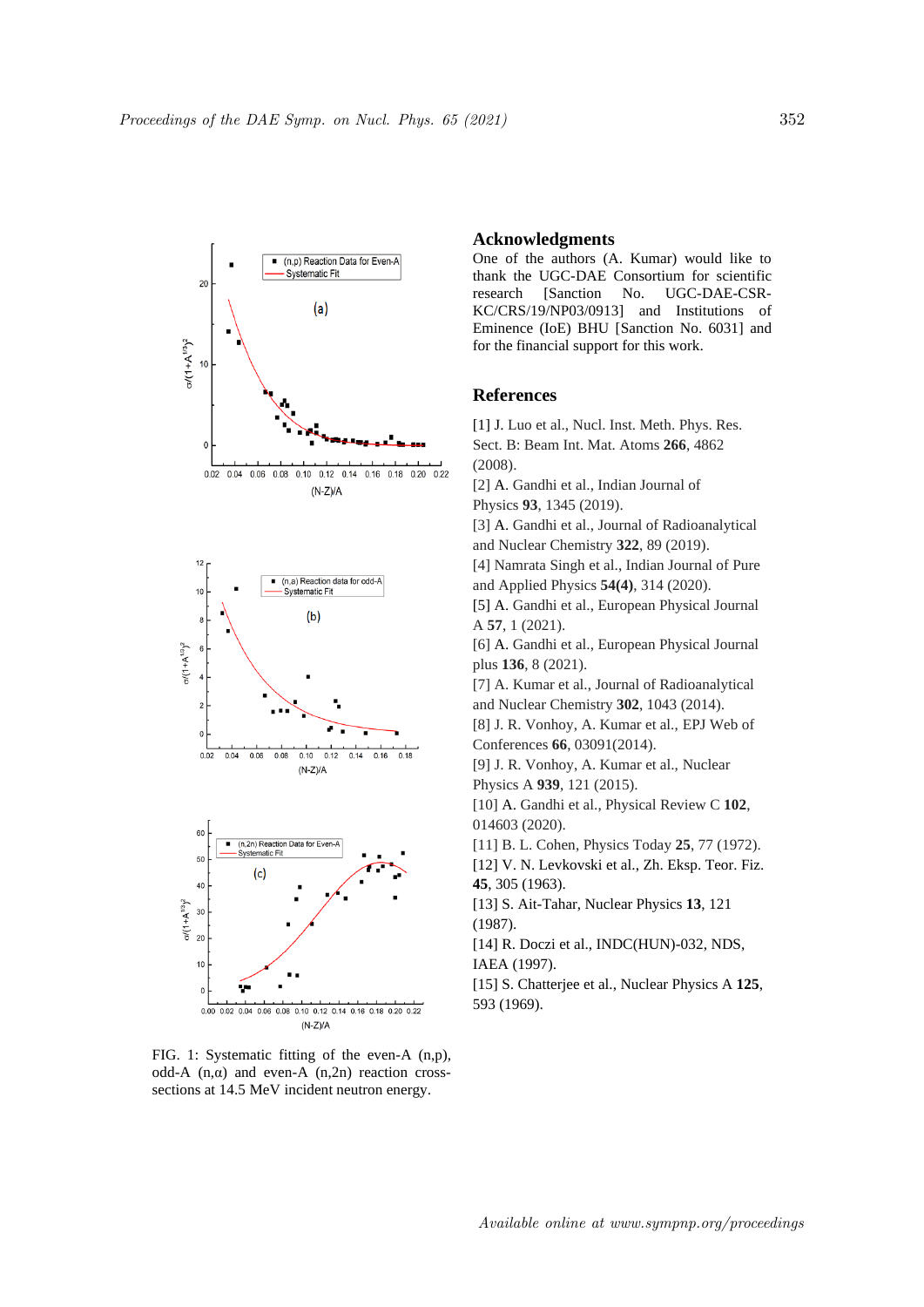(n,p) Reaction Data for Even-A
Systematic Fit
(a)
σ/(1+A^{1/3})^2
20
10
0
0.02 0.04 0.06 0.08 0.10 0.12 0.14 0.16 0.18 0.20 0.22
(N-Z)/A

(n,α) Reaction data for odd-A
Systematic Fit
(b)
σ/(1+A^{1/3})^2
12
10
8
6
4
2
0
0.02 0.04 0.06 0.08 0.10 0.12 0.14 0.16 0.18
(N-Z)/A

(n,2n) Reaction Data for Even-A
Systematic Fit
(c)
σ/(1+A^{1/3})^2
60
50
40
30
20
10
0
0.00 0.02 0.04 0.06 0.08 0.10 0.12 0.14 0.16 0.18 0.20 0.22
(N-Z)/A

FIG. 1: Systematic fitting of the even-A (n,p), odd-A (n,α) and even-A (n,2n) reaction cross-sections at 14.5 MeV incident neutron energy.

## Acknowledgments

One of the authors (A. Kumar) would like to thank the UGC-DAE Consortium for scientific research [Sanction No. UGC-DAE-CSR-KC/CRS/19/NP03/0913] and Institutions of Eminence (IoE) BHU [Sanction No. 6031] and for the financial support for this work.

## References

[1] J. Luo et al., Nucl. Inst. Meth. Phys. Res. Sect. B: Beam Int. Mat. Atoms **266**, 4862 (2008).

[2] A. Gandhi et al., Indian Journal of Physics **93**, 1345 (2019).

[3] A. Gandhi et al., Journal of Radioanalytical and Nuclear Chemistry **322**, 89 (2019).

[4] Namrata Singh et al., Indian Journal of Pure and Applied Physics **54(4)**, 314 (2020).

[5] A. Gandhi et al., European Physical Journal A **57**, 1 (2021).

[6] A. Gandhi et al., European Physical Journal plus **136**, 8 (2021).

[7] A. Kumar et al., Journal of Radioanalytical and Nuclear Chemistry **302**, 1043 (2014).

[8] J. R. Vonhoy, A. Kumar et al., EPJ Web of Conferences **66**, 03091(2014).

[9] J. R. Vonhoy, A. Kumar et al., Nuclear Physics A **939**, 121 (2015).

[10] A. Gandhi et al., Physical Review C **102**, 014603 (2020).

[11] B. L. Cohen, Physics Today **25**, 77 (1972).

[12] V. N. Levkovski et al., Zh. Eksp. Teor. Fiz. **45**, 305 (1963).

[13] S. Ait-Tahar, Nuclear Physics **13**, 121 (1987).

[14] R. Doczi et al., INDC(HUN)-032, NDS, IAEA (1997).

[15] S. Chatterjee et al., Nuclear Physics A **125**, 593 (1969).